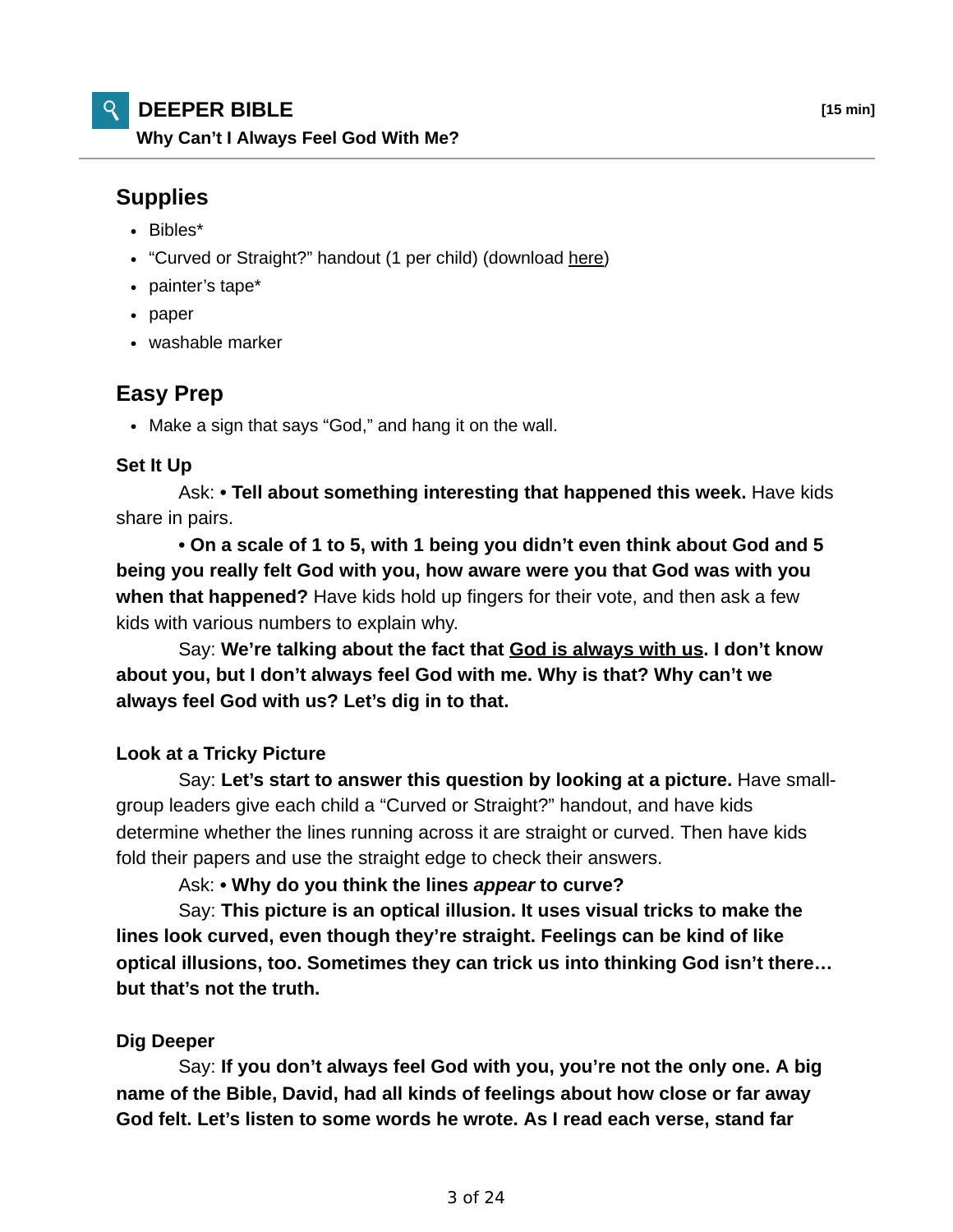# DEEPER BIBLE

**[15 min]**

**Why Can't I Always Feel God With Me?**

## Supplies

- Bibles*
- "Curved or Straight?" handout (1 per child) (download here)
- painter's tape*
- paper
- washable marker

## Easy Prep

- Make a sign that says "God," and hang it on the wall.

### Set It Up

Ask: **• Tell about something interesting that happened this week.** Have kids share in pairs.

**• On a scale of 1 to 5, with 1 being you didn't even think about God and 5 being you really felt God with you, how aware were you that God was with you when that happened?** Have kids hold up fingers for their vote, and then ask a few kids with various numbers to explain why.

Say: **We're talking about the fact that God is always with us. I don't know about you, but I don't always feel God with me. Why is that? Why can't we always feel God with us? Let's dig in to that.**

### Look at a Tricky Picture

Say: **Let's start to answer this question by looking at a picture.** Have small-group leaders give each child a "Curved or Straight?" handout, and have kids determine whether the lines running across it are straight or curved. Then have kids fold their papers and use the straight edge to check their answers.

Ask: **• Why do you think the lines *appear* to curve?**

Say: **This picture is an optical illusion. It uses visual tricks to make the lines look curved, even though they're straight. Feelings can be kind of like optical illusions, too. Sometimes they can trick us into thinking God isn't there… but that's not the truth.**

### Dig Deeper

Say: **If you don't always feel God with you, you're not the only one. A big name of the Bible, David, had all kinds of feelings about how close or far away God felt. Let's listen to some words he wrote. As I read each verse, stand far**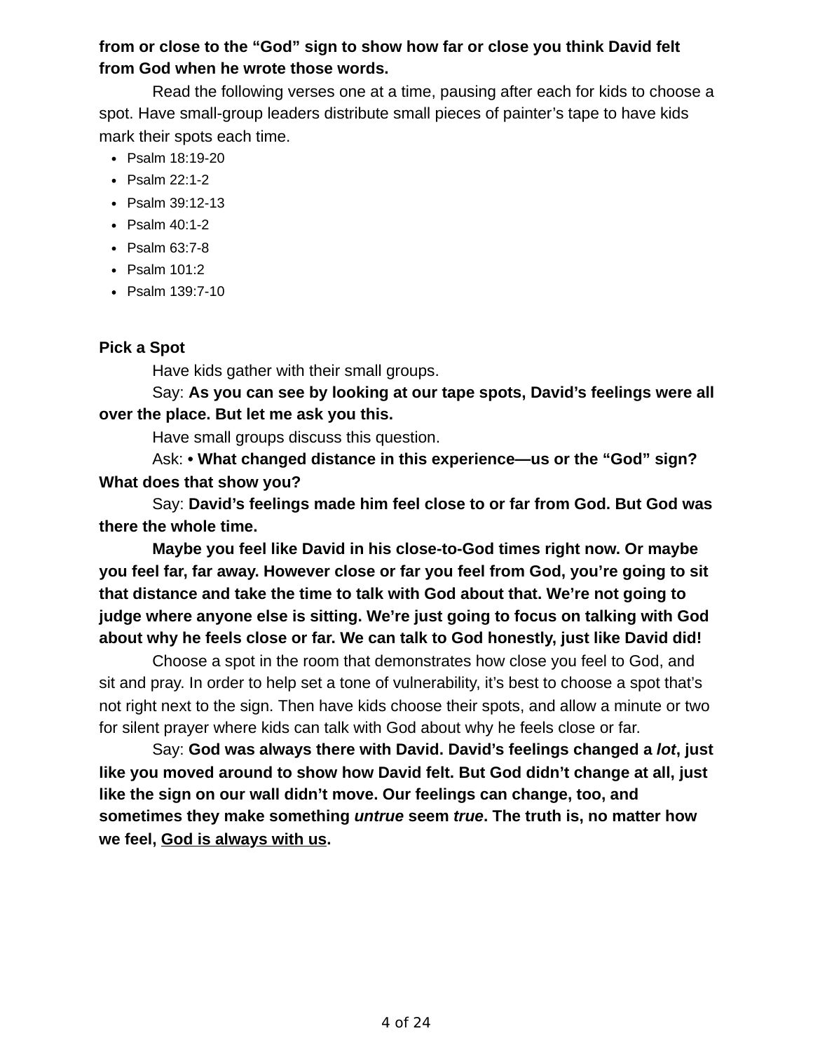**from or close to the "God" sign to show how far or close you think David felt from God when he wrote those words.**

Read the following verses one at a time, pausing after each for kids to choose a spot. Have small-group leaders distribute small pieces of painter's tape to have kids mark their spots each time.

- Psalm 18:19-20
- Psalm 22:1-2
- Psalm 39:12-13
- Psalm 40:1-2
- Psalm 63:7-8
- Psalm 101:2
- Psalm 139:7-10

**Pick a Spot**

Have kids gather with their small groups.

Say: **As you can see by looking at our tape spots, David's feelings were all over the place. But let me ask you this.**

Have small groups discuss this question.

Ask: **• What changed distance in this experience—us or the "God" sign? What does that show you?**

Say: **David's feelings made him feel close to or far from God. But God was there the whole time.**

**Maybe you feel like David in his close-to-God times right now. Or maybe you feel far, far away. However close or far you feel from God, you're going to sit that distance and take the time to talk with God about that. We're not going to judge where anyone else is sitting. We're just going to focus on talking with God about why he feels close or far. We can talk to God honestly, just like David did!**

Choose a spot in the room that demonstrates how close you feel to God, and sit and pray. In order to help set a tone of vulnerability, it's best to choose a spot that's not right next to the sign. Then have kids choose their spots, and allow a minute or two for silent prayer where kids can talk with God about why he feels close or far.

Say: **God was always there with David. David's feelings changed a *lot*, just like you moved around to show how David felt. But God didn't change at all, just like the sign on our wall didn't move. Our feelings can change, too, and sometimes they make something *untrue* seem *true*. The truth is, no matter how we feel, <u>God is always with us</u>.**